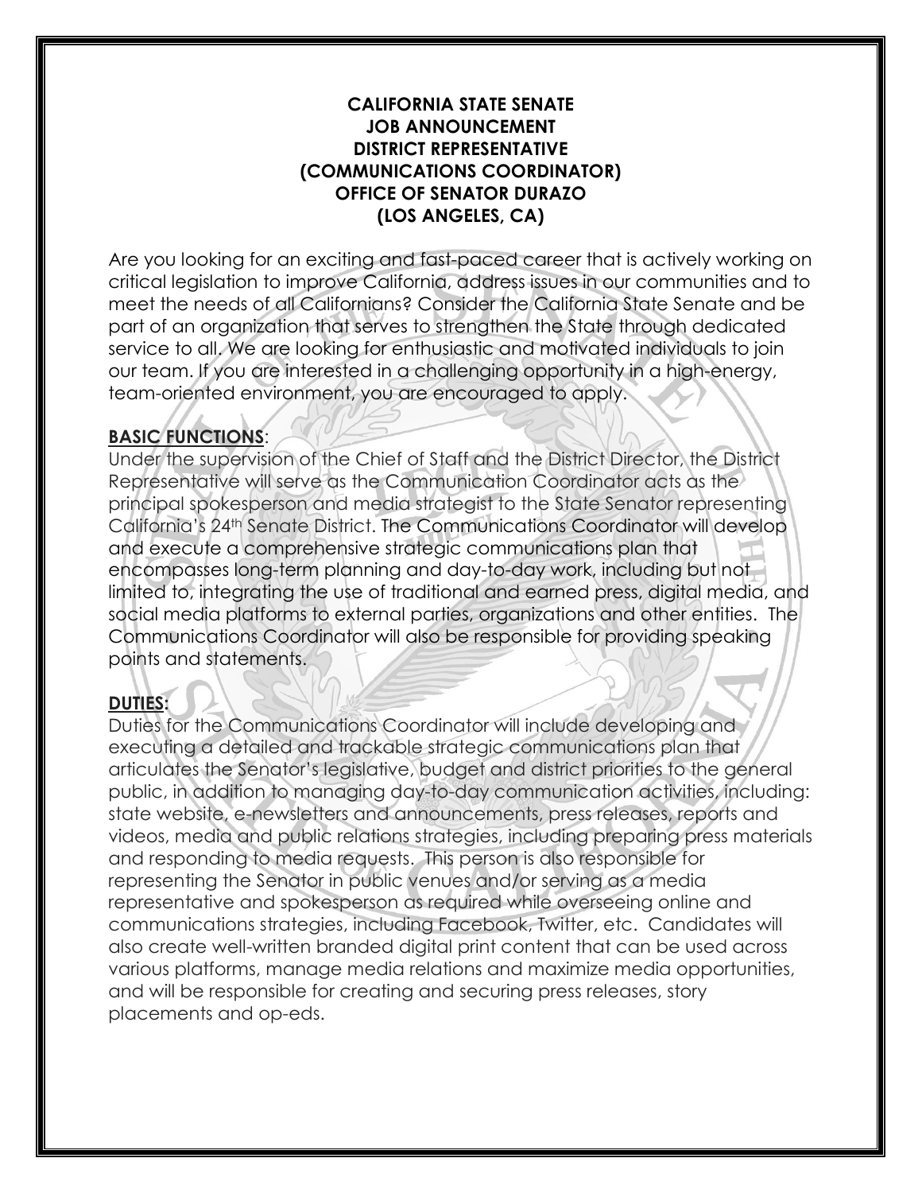# CALIFORNIA STATE SENATE
# JOB ANNOUNCEMENT
# DISTRICT REPRESENTATIVE
# (COMMUNICATIONS COORDINATOR)
# OFFICE OF SENATOR DURAZO
# (LOS ANGELES, CA)

Are you looking for an exciting and fast-paced career that is actively working on critical legislation to improve California, address issues in our communities and to meet the needs of all Californians? Consider the California State Senate and be part of an organization that serves to strengthen the State through dedicated service to all. We are looking for enthusiastic and motivated individuals to join our team. If you are interested in a challenging opportunity in a high-energy, team-oriented environment, you are encouraged to apply.

**BASIC FUNCTIONS**:

Under the supervision of the Chief of Staff and the District Director, the District Representative will serve as the Communication Coordinator acts as the principal spokesperson and media strategist to the State Senator representing California's 24th Senate District. The Communications Coordinator will develop and execute a comprehensive strategic communications plan that encompasses long-term planning and day-to-day work, including but not limited to, integrating the use of traditional and earned press, digital media, and social media platforms to external parties, organizations and other entities. The Communications Coordinator will also be responsible for providing speaking points and statements.

**DUTIES:**

Duties for the Communications Coordinator will include developing and executing a detailed and trackable strategic communications plan that articulates the Senator's legislative, budget and district priorities to the general public, in addition to managing day-to-day communication activities, including: state website, e-newsletters and announcements, press releases, reports and videos, media and public relations strategies, including preparing press materials and responding to media requests. This person is also responsible for representing the Senator in public venues and/or serving as a media representative and spokesperson as required while overseeing online and communications strategies, including Facebook, Twitter, etc. Candidates will also create well-written branded digital print content that can be used across various platforms, manage media relations and maximize media opportunities, and will be responsible for creating and securing press releases, story placements and op-eds.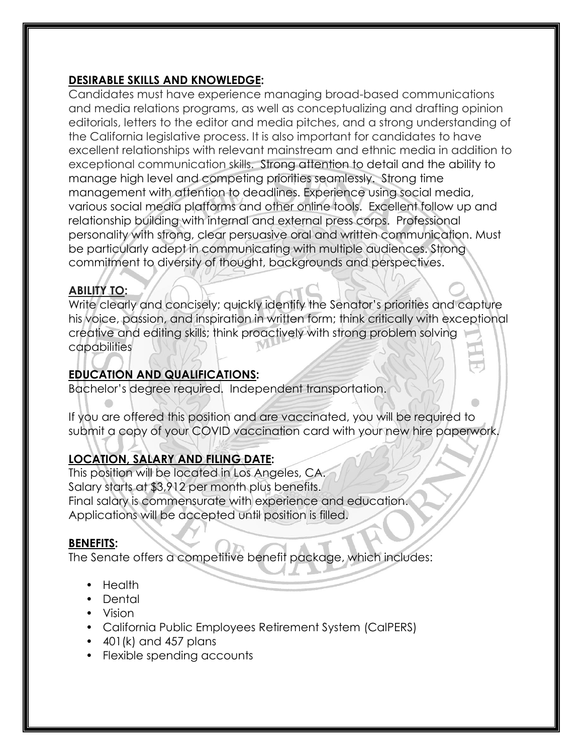**DESIRABLE SKILLS AND KNOWLEDGE:**

Candidates must have experience managing broad-based communications and media relations programs, as well as conceptualizing and drafting opinion editorials, letters to the editor and media pitches, and a strong understanding of the California legislative process. It is also important for candidates to have excellent relationships with relevant mainstream and ethnic media in addition to exceptional communication skills. Strong attention to detail and the ability to manage high level and competing priorities seamlessly. Strong time management with attention to deadlines. Experience using social media, various social media platforms and other online tools. Excellent follow up and relationship building with internal and external press corps. Professional personality with strong, clear persuasive oral and written communication. Must be particularly adept in communicating with multiple audiences. Strong commitment to diversity of thought, backgrounds and perspectives.

**ABILITY TO:**

Write clearly and concisely; quickly identify the Senator's priorities and capture his voice, passion, and inspiration in written form; think critically with exceptional creative and editing skills; think proactively with strong problem solving capabilities

**EDUCATION AND QUALIFICATIONS:**

Bachelor's degree required. Independent transportation.

If you are offered this position and are vaccinated, you will be required to submit a copy of your COVID vaccination card with your new hire paperwork.

**LOCATION, SALARY AND FILING DATE:**

This position will be located in Los Angeles, CA.
Salary starts at $3,912 per month plus benefits.
Final salary is commensurate with experience and education.
Applications will be accepted until position is filled.

**BENEFITS:**

The Senate offers a competitive benefit package, which includes:

- Health
- Dental
- Vision
- California Public Employees Retirement System (CalPERS)
- 401(k) and 457 plans
- Flexible spending accounts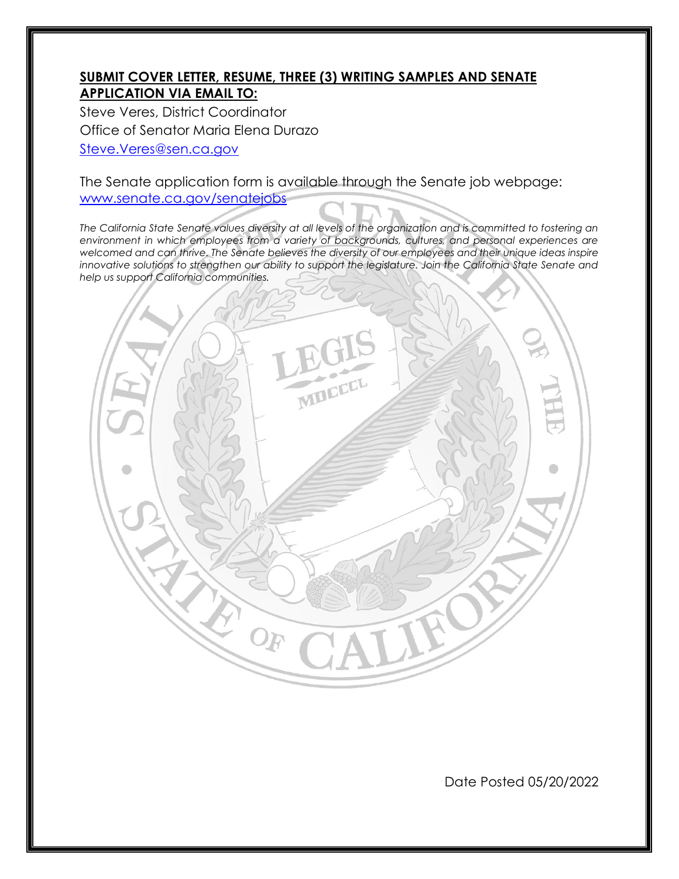**SUBMIT COVER LETTER, RESUME, THREE (3) WRITING SAMPLES AND SENATE APPLICATION VIA EMAIL TO:**

Steve Veres, District Coordinator
Office of Senator Maria Elena Durazo
[Steve.Veres@sen.ca.gov](mailto:Steve.Veres@sen.ca.gov)

The Senate application form is available through the Senate job webpage: [www.senate.ca.gov/senatejobs](http://www.senate.ca.gov/senatejobs)

*The California State Senate values diversity at all levels of the organization and is committed to fostering an environment in which employees from a variety of backgrounds, cultures, and personal experiences are welcomed and can thrive. The Senate believes the diversity of our employees and their unique ideas inspire innovative solutions to strengthen our ability to support the legislature. Join the California State Senate and help us support California communities.*

Date Posted 05/20/2022